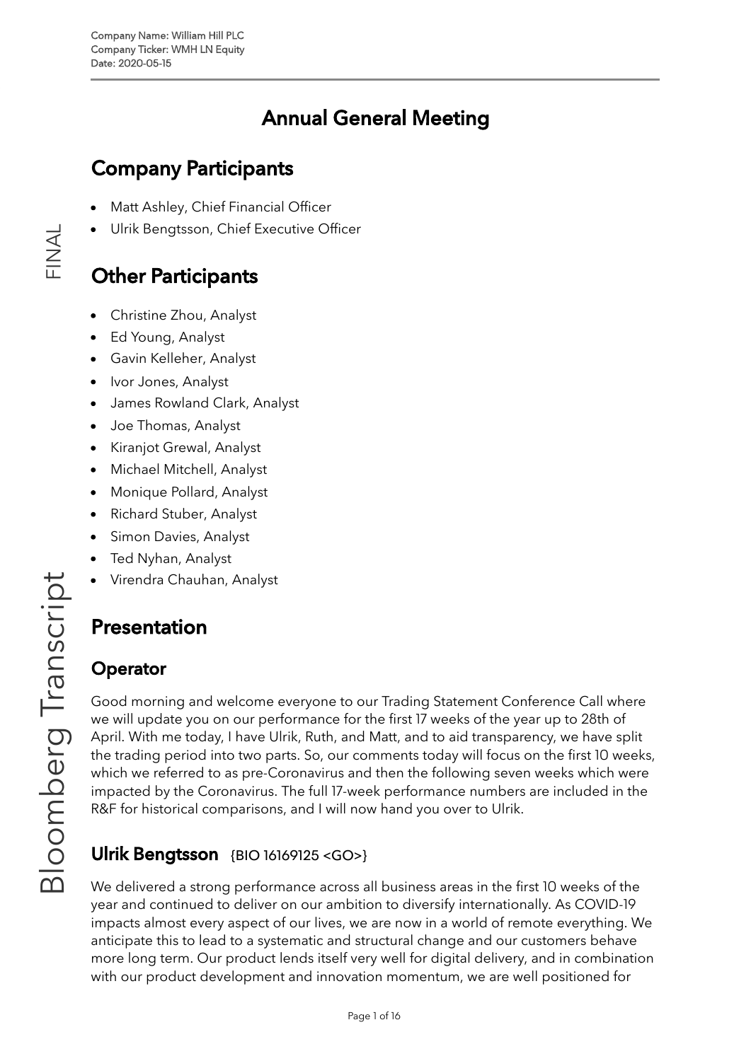Company Name: William Hill PLC
Company Ticker: WMH LN Equity
Date: 2020-05-15

# Annual General Meeting

## Company Participants

- Matt Ashley, Chief Financial Officer
- Ulrik Bengtsson, Chief Executive Officer

## Other Participants

- Christine Zhou, Analyst
- Ed Young, Analyst
- Gavin Kelleher, Analyst
- Ivor Jones, Analyst
- James Rowland Clark, Analyst
- Joe Thomas, Analyst
- Kiranjot Grewal, Analyst
- Michael Mitchell, Analyst
- Monique Pollard, Analyst
- Richard Stuber, Analyst
- Simon Davies, Analyst
- Ted Nyhan, Analyst
- Virendra Chauhan, Analyst

## Presentation

### Operator

Good morning and welcome everyone to our Trading Statement Conference Call where we will update you on our performance for the first 17 weeks of the year up to 28th of April. With me today, I have Ulrik, Ruth, and Matt, and to aid transparency, we have split the trading period into two parts. So, our comments today will focus on the first 10 weeks, which we referred to as pre-Coronavirus and then the following seven weeks which were impacted by the Coronavirus. The full 17-week performance numbers are included in the R&F for historical comparisons, and I will now hand you over to Ulrik.

### Ulrik Bengtsson {BIO 16169125 <GO>}

We delivered a strong performance across all business areas in the first 10 weeks of the year and continued to deliver on our ambition to diversify internationally. As COVID-19 impacts almost every aspect of our lives, we are now in a world of remote everything. We anticipate this to lead to a systematic and structural change and our customers behave more long term. Our product lends itself very well for digital delivery, and in combination with our product development and innovation momentum, we are well positioned for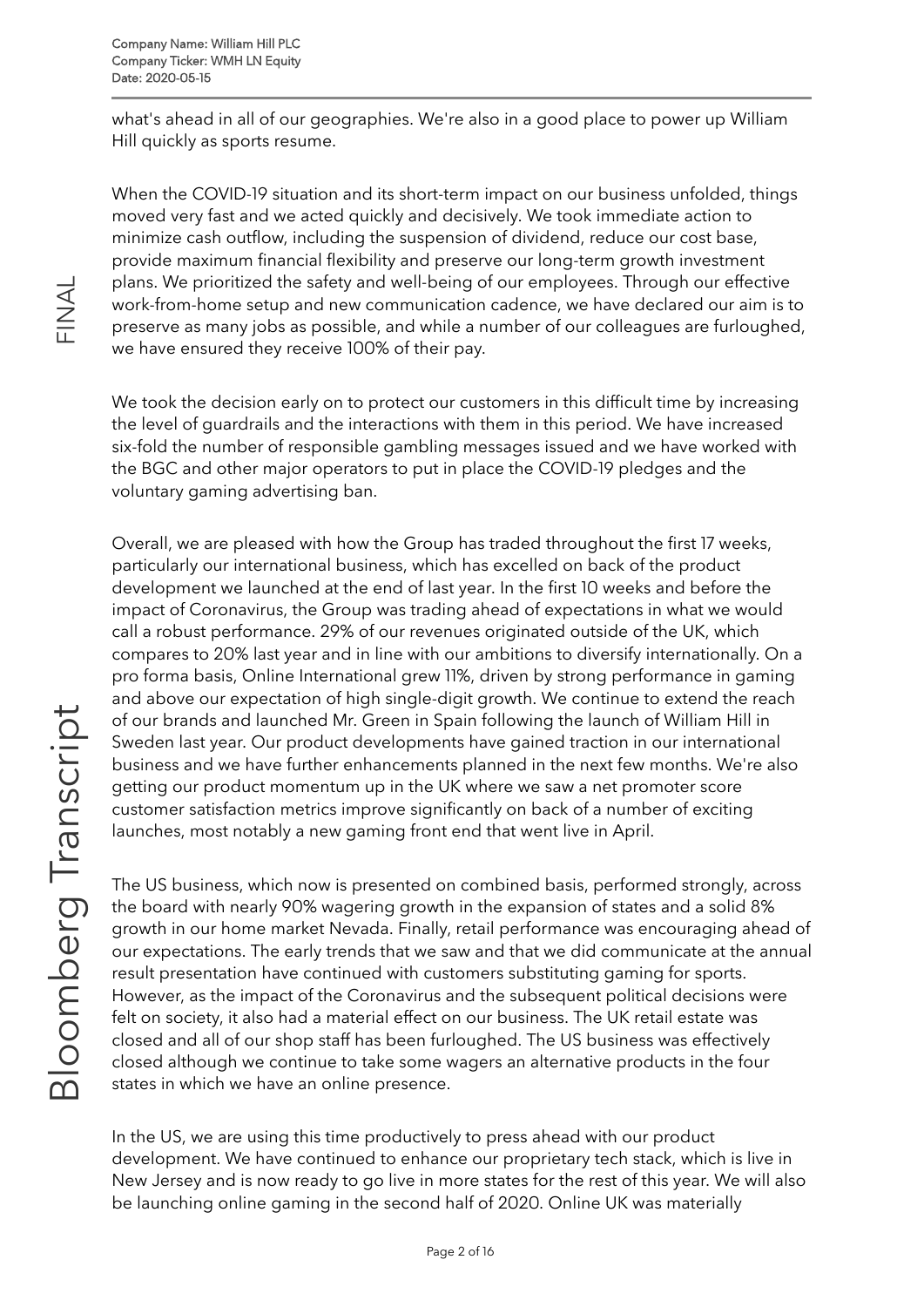what's ahead in all of our geographies. We're also in a good place to power up William Hill quickly as sports resume.

When the COVID-19 situation and its short-term impact on our business unfolded, things moved very fast and we acted quickly and decisively. We took immediate action to minimize cash outflow, including the suspension of dividend, reduce our cost base, provide maximum financial flexibility and preserve our long-term growth investment plans. We prioritized the safety and well-being of our employees. Through our effective work-from-home setup and new communication cadence, we have declared our aim is to preserve as many jobs as possible, and while a number of our colleagues are furloughed, we have ensured they receive 100% of their pay.

We took the decision early on to protect our customers in this difficult time by increasing the level of guardrails and the interactions with them in this period. We have increased six-fold the number of responsible gambling messages issued and we have worked with the BGC and other major operators to put in place the COVID-19 pledges and the voluntary gaming advertising ban.

Overall, we are pleased with how the Group has traded throughout the first 17 weeks, particularly our international business, which has excelled on back of the product development we launched at the end of last year. In the first 10 weeks and before the impact of Coronavirus, the Group was trading ahead of expectations in what we would call a robust performance. 29% of our revenues originated outside of the UK, which compares to 20% last year and in line with our ambitions to diversify internationally. On a pro forma basis, Online International grew 11%, driven by strong performance in gaming and above our expectation of high single-digit growth. We continue to extend the reach of our brands and launched Mr. Green in Spain following the launch of William Hill in Sweden last year. Our product developments have gained traction in our international business and we have further enhancements planned in the next few months. We're also getting our product momentum up in the UK where we saw a net promoter score customer satisfaction metrics improve significantly on back of a number of exciting launches, most notably a new gaming front end that went live in April.

The US business, which now is presented on combined basis, performed strongly, across the board with nearly 90% wagering growth in the expansion of states and a solid 8% growth in our home market Nevada. Finally, retail performance was encouraging ahead of our expectations. The early trends that we saw and that we did communicate at the annual result presentation have continued with customers substituting gaming for sports. However, as the impact of the Coronavirus and the subsequent political decisions were felt on society, it also had a material effect on our business. The UK retail estate was closed and all of our shop staff has been furloughed. The US business was effectively closed although we continue to take some wagers an alternative products in the four states in which we have an online presence.

In the US, we are using this time productively to press ahead with our product development. We have continued to enhance our proprietary tech stack, which is live in New Jersey and is now ready to go live in more states for the rest of this year. We will also be launching online gaming in the second half of 2020. Online UK was materially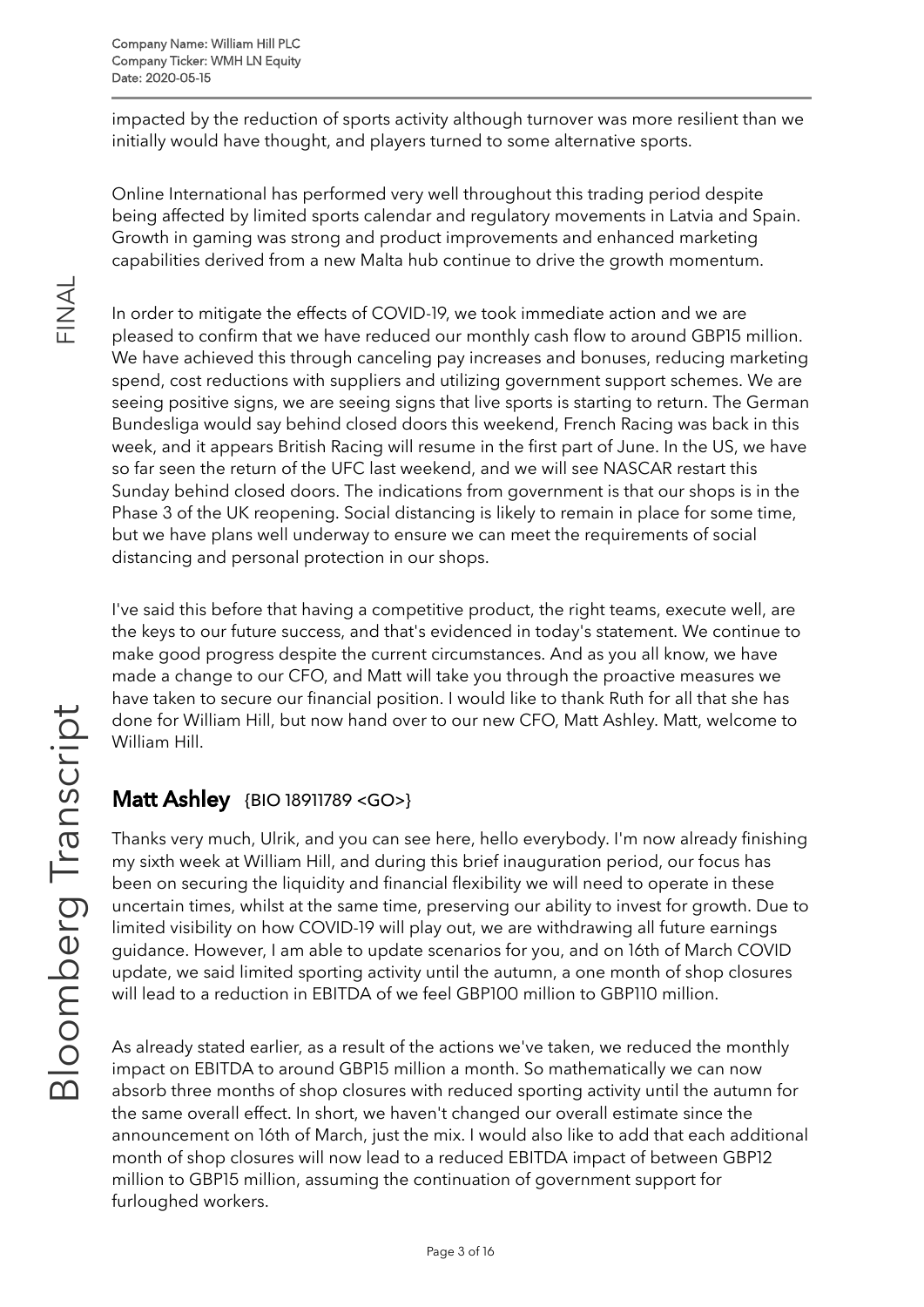impacted by the reduction of sports activity although turnover was more resilient than we initially would have thought, and players turned to some alternative sports.

Online International has performed very well throughout this trading period despite being affected by limited sports calendar and regulatory movements in Latvia and Spain. Growth in gaming was strong and product improvements and enhanced marketing capabilities derived from a new Malta hub continue to drive the growth momentum.

In order to mitigate the effects of COVID-19, we took immediate action and we are pleased to confirm that we have reduced our monthly cash flow to around GBP15 million. We have achieved this through canceling pay increases and bonuses, reducing marketing spend, cost reductions with suppliers and utilizing government support schemes. We are seeing positive signs, we are seeing signs that live sports is starting to return. The German Bundesliga would say behind closed doors this weekend, French Racing was back in this week, and it appears British Racing will resume in the first part of June. In the US, we have so far seen the return of the UFC last weekend, and we will see NASCAR restart this Sunday behind closed doors. The indications from government is that our shops is in the Phase 3 of the UK reopening. Social distancing is likely to remain in place for some time, but we have plans well underway to ensure we can meet the requirements of social distancing and personal protection in our shops.

I've said this before that having a competitive product, the right teams, execute well, are the keys to our future success, and that's evidenced in today's statement. We continue to make good progress despite the current circumstances. And as you all know, we have made a change to our CFO, and Matt will take you through the proactive measures we have taken to secure our financial position. I would like to thank Ruth for all that she has done for William Hill, but now hand over to our new CFO, Matt Ashley. Matt, welcome to William Hill.

## Matt Ashley {BIO 18911789 <GO>}

Thanks very much, Ulrik, and you can see here, hello everybody. I'm now already finishing my sixth week at William Hill, and during this brief inauguration period, our focus has been on securing the liquidity and financial flexibility we will need to operate in these uncertain times, whilst at the same time, preserving our ability to invest for growth. Due to limited visibility on how COVID-19 will play out, we are withdrawing all future earnings guidance. However, I am able to update scenarios for you, and on 16th of March COVID update, we said limited sporting activity until the autumn, a one month of shop closures will lead to a reduction in EBITDA of we feel GBP100 million to GBP110 million.

As already stated earlier, as a result of the actions we've taken, we reduced the monthly impact on EBITDA to around GBP15 million a month. So mathematically we can now absorb three months of shop closures with reduced sporting activity until the autumn for the same overall effect. In short, we haven't changed our overall estimate since the announcement on 16th of March, just the mix. I would also like to add that each additional month of shop closures will now lead to a reduced EBITDA impact of between GBP12 million to GBP15 million, assuming the continuation of government support for furloughed workers.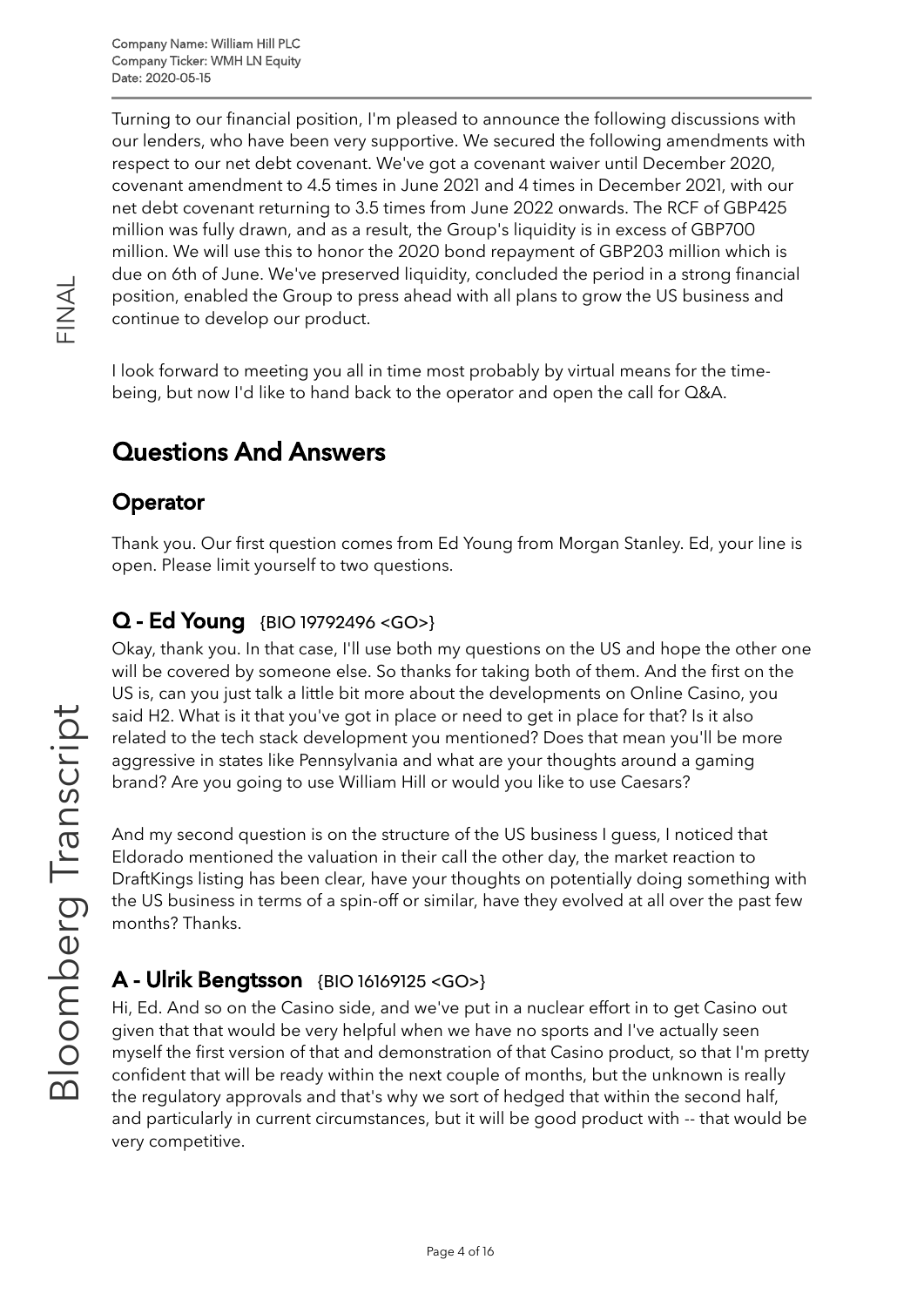Turning to our financial position, I'm pleased to announce the following discussions with our lenders, who have been very supportive. We secured the following amendments with respect to our net debt covenant. We've got a covenant waiver until December 2020, covenant amendment to 4.5 times in June 2021 and 4 times in December 2021, with our net debt covenant returning to 3.5 times from June 2022 onwards. The RCF of GBP425 million was fully drawn, and as a result, the Group's liquidity is in excess of GBP700 million. We will use this to honor the 2020 bond repayment of GBP203 million which is due on 6th of June. We've preserved liquidity, concluded the period in a strong financial position, enabled the Group to press ahead with all plans to grow the US business and continue to develop our product.

I look forward to meeting you all in time most probably by virtual means for the time-being, but now I'd like to hand back to the operator and open the call for Q&A.

## Questions And Answers

### Operator

Thank you. Our first question comes from Ed Young from Morgan Stanley. Ed, your line is open. Please limit yourself to two questions.

### Q - Ed Young {BIO 19792496 <GO>}

Okay, thank you. In that case, I'll use both my questions on the US and hope the other one will be covered by someone else. So thanks for taking both of them. And the first on the US is, can you just talk a little bit more about the developments on Online Casino, you said H2. What is it that you've got in place or need to get in place for that? Is it also related to the tech stack development you mentioned? Does that mean you'll be more aggressive in states like Pennsylvania and what are your thoughts around a gaming brand? Are you going to use William Hill or would you like to use Caesars?

And my second question is on the structure of the US business I guess, I noticed that Eldorado mentioned the valuation in their call the other day, the market reaction to DraftKings listing has been clear, have your thoughts on potentially doing something with the US business in terms of a spin-off or similar, have they evolved at all over the past few months? Thanks.

### A - Ulrik Bengtsson {BIO 16169125 <GO>}

Hi, Ed. And so on the Casino side, and we've put in a nuclear effort in to get Casino out given that that would be very helpful when we have no sports and I've actually seen myself the first version of that and demonstration of that Casino product, so that I'm pretty confident that will be ready within the next couple of months, but the unknown is really the regulatory approvals and that's why we sort of hedged that within the second half, and particularly in current circumstances, but it will be good product with -- that would be very competitive.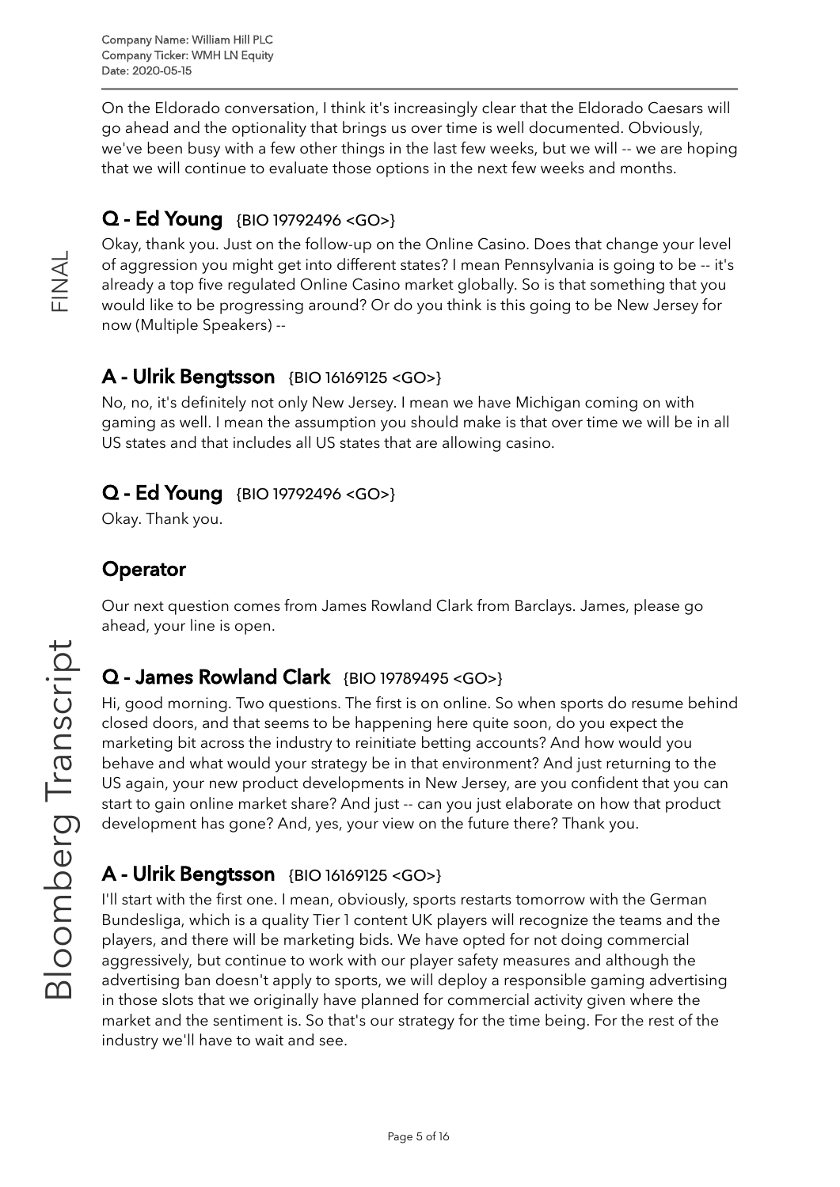On the Eldorado conversation, I think it's increasingly clear that the Eldorado Caesars will go ahead and the optionality that brings us over time is well documented. Obviously, we've been busy with a few other things in the last few weeks, but we will -- we are hoping that we will continue to evaluate those options in the next few weeks and months.

## Q - Ed Young {BIO 19792496 <GO>}

Okay, thank you. Just on the follow-up on the Online Casino. Does that change your level of aggression you might get into different states? I mean Pennsylvania is going to be -- it's already a top five regulated Online Casino market globally. So is that something that you would like to be progressing around? Or do you think is this going to be New Jersey for now (Multiple Speakers) --

## A - Ulrik Bengtsson {BIO 16169125 <GO>}

No, no, it's definitely not only New Jersey. I mean we have Michigan coming on with gaming as well. I mean the assumption you should make is that over time we will be in all US states and that includes all US states that are allowing casino.

## Q - Ed Young {BIO 19792496 <GO>}

Okay. Thank you.

## Operator

Our next question comes from James Rowland Clark from Barclays. James, please go ahead, your line is open.

## Q - James Rowland Clark {BIO 19789495 <GO>}

Hi, good morning. Two questions. The first is on online. So when sports do resume behind closed doors, and that seems to be happening here quite soon, do you expect the marketing bit across the industry to reinitiate betting accounts? And how would you behave and what would your strategy be in that environment? And just returning to the US again, your new product developments in New Jersey, are you confident that you can start to gain online market share? And just -- can you just elaborate on how that product development has gone? And, yes, your view on the future there? Thank you.

## A - Ulrik Bengtsson {BIO 16169125 <GO>}

I'll start with the first one. I mean, obviously, sports restarts tomorrow with the German Bundesliga, which is a quality Tier 1 content UK players will recognize the teams and the players, and there will be marketing bids. We have opted for not doing commercial aggressively, but continue to work with our player safety measures and although the advertising ban doesn't apply to sports, we will deploy a responsible gaming advertising in those slots that we originally have planned for commercial activity given where the market and the sentiment is. So that's our strategy for the time being. For the rest of the industry we'll have to wait and see.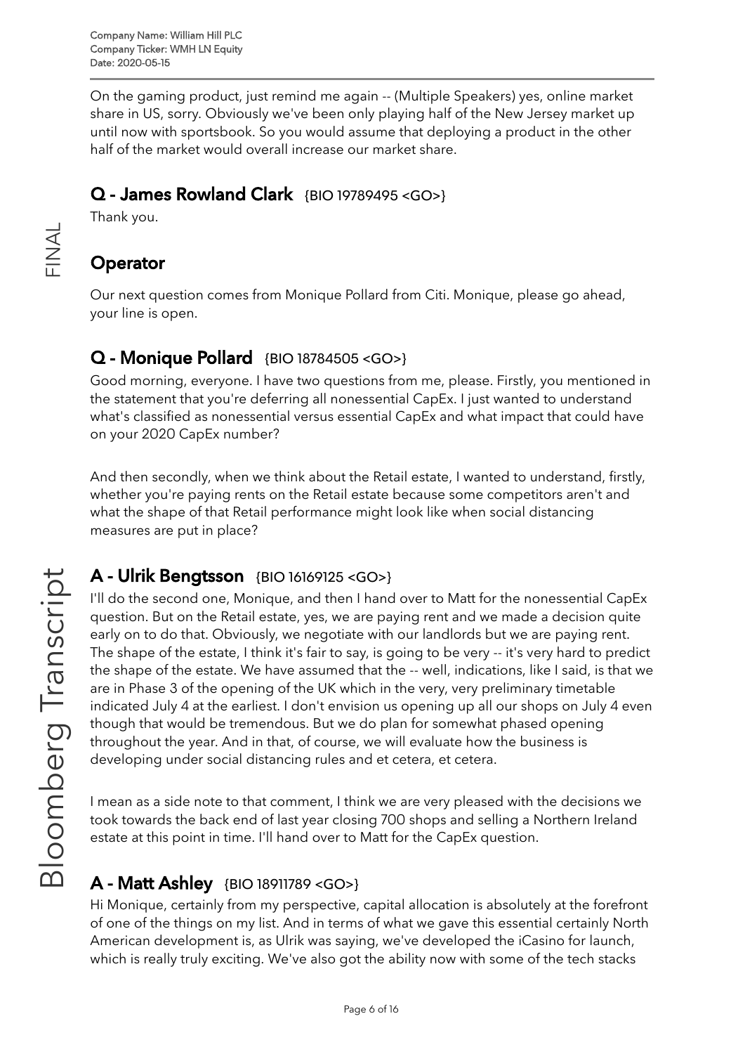On the gaming product, just remind me again -- (Multiple Speakers) yes, online market share in US, sorry. Obviously we've been only playing half of the New Jersey market up until now with sportsbook. So you would assume that deploying a product in the other half of the market would overall increase our market share.

## Q - James Rowland Clark {BIO 19789495 <GO>}

Thank you.

## Operator

Our next question comes from Monique Pollard from Citi. Monique, please go ahead, your line is open.

## Q - Monique Pollard {BIO 18784505 <GO>}

Good morning, everyone. I have two questions from me, please. Firstly, you mentioned in the statement that you're deferring all nonessential CapEx. I just wanted to understand what's classified as nonessential versus essential CapEx and what impact that could have on your 2020 CapEx number?

And then secondly, when we think about the Retail estate, I wanted to understand, firstly, whether you're paying rents on the Retail estate because some competitors aren't and what the shape of that Retail performance might look like when social distancing measures are put in place?

## A - Ulrik Bengtsson {BIO 16169125 <GO>}

I'll do the second one, Monique, and then I hand over to Matt for the nonessential CapEx question. But on the Retail estate, yes, we are paying rent and we made a decision quite early on to do that. Obviously, we negotiate with our landlords but we are paying rent. The shape of the estate, I think it's fair to say, is going to be very -- it's very hard to predict the shape of the estate. We have assumed that the -- well, indications, like I said, is that we are in Phase 3 of the opening of the UK which in the very, very preliminary timetable indicated July 4 at the earliest. I don't envision us opening up all our shops on July 4 even though that would be tremendous. But we do plan for somewhat phased opening throughout the year. And in that, of course, we will evaluate how the business is developing under social distancing rules and et cetera, et cetera.

I mean as a side note to that comment, I think we are very pleased with the decisions we took towards the back end of last year closing 700 shops and selling a Northern Ireland estate at this point in time. I'll hand over to Matt for the CapEx question.

## A - Matt Ashley {BIO 18911789 <GO>}

Hi Monique, certainly from my perspective, capital allocation is absolutely at the forefront of one of the things on my list. And in terms of what we gave this essential certainly North American development is, as Ulrik was saying, we've developed the iCasino for launch, which is really truly exciting. We've also got the ability now with some of the tech stacks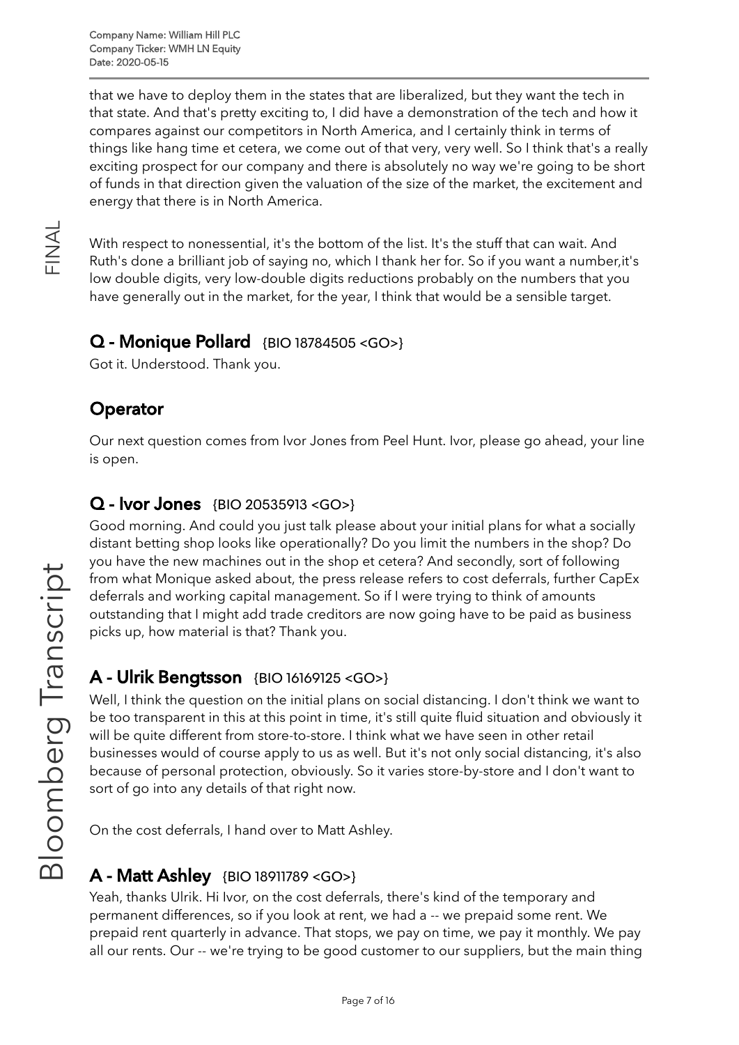that we have to deploy them in the states that are liberalized, but they want the tech in that state. And that's pretty exciting to, I did have a demonstration of the tech and how it compares against our competitors in North America, and I certainly think in terms of things like hang time et cetera, we come out of that very, very well. So I think that's a really exciting prospect for our company and there is absolutely no way we're going to be short of funds in that direction given the valuation of the size of the market, the excitement and energy that there is in North America.

With respect to nonessential, it's the bottom of the list. It's the stuff that can wait. And Ruth's done a brilliant job of saying no, which I thank her for. So if you want a number,it's low double digits, very low-double digits reductions probably on the numbers that you have generally out in the market, for the year, I think that would be a sensible target.

## Q - Monique Pollard {BIO 18784505 <GO>}

Got it. Understood. Thank you.

## Operator

Our next question comes from Ivor Jones from Peel Hunt. Ivor, please go ahead, your line is open.

## Q - Ivor Jones {BIO 20535913 <GO>}

Good morning. And could you just talk please about your initial plans for what a socially distant betting shop looks like operationally? Do you limit the numbers in the shop? Do you have the new machines out in the shop et cetera? And secondly, sort of following from what Monique asked about, the press release refers to cost deferrals, further CapEx deferrals and working capital management. So if I were trying to think of amounts outstanding that I might add trade creditors are now going have to be paid as business picks up, how material is that? Thank you.

## A - Ulrik Bengtsson {BIO 16169125 <GO>}

Well, I think the question on the initial plans on social distancing. I don't think we want to be too transparent in this at this point in time, it's still quite fluid situation and obviously it will be quite different from store-to-store. I think what we have seen in other retail businesses would of course apply to us as well. But it's not only social distancing, it's also because of personal protection, obviously. So it varies store-by-store and I don't want to sort of go into any details of that right now.

On the cost deferrals, I hand over to Matt Ashley.

## A - Matt Ashley {BIO 18911789 <GO>}

Yeah, thanks Ulrik. Hi Ivor, on the cost deferrals, there's kind of the temporary and permanent differences, so if you look at rent, we had a -- we prepaid some rent. We prepaid rent quarterly in advance. That stops, we pay on time, we pay it monthly. We pay all our rents. Our -- we're trying to be good customer to our suppliers, but the main thing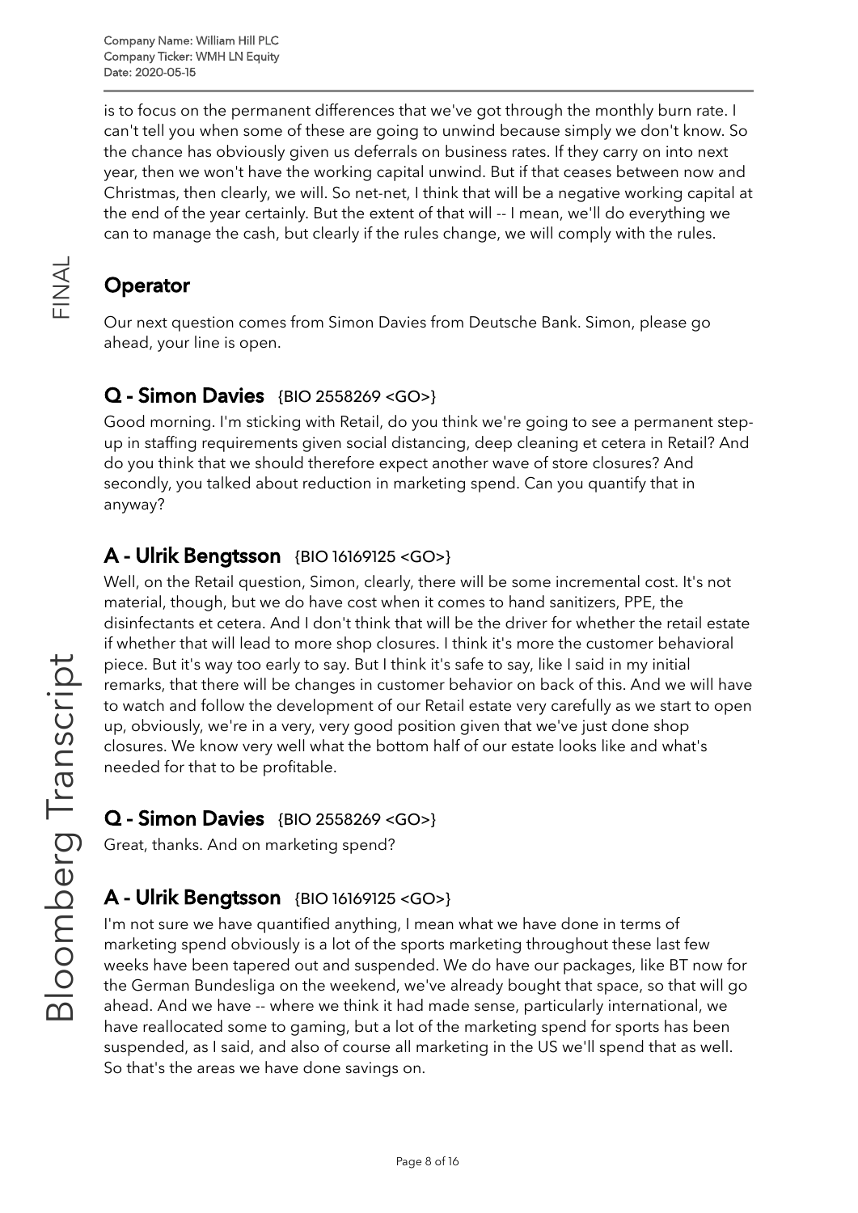is to focus on the permanent differences that we've got through the monthly burn rate. I can't tell you when some of these are going to unwind because simply we don't know. So the chance has obviously given us deferrals on business rates. If they carry on into next year, then we won't have the working capital unwind. But if that ceases between now and Christmas, then clearly, we will. So net-net, I think that will be a negative working capital at the end of the year certainly. But the extent of that will -- I mean, we'll do everything we can to manage the cash, but clearly if the rules change, we will comply with the rules.

## Operator

Our next question comes from Simon Davies from Deutsche Bank. Simon, please go ahead, your line is open.

## Q - Simon Davies {BIO 2558269 <GO>}

Good morning. I'm sticking with Retail, do you think we're going to see a permanent step-up in staffing requirements given social distancing, deep cleaning et cetera in Retail? And do you think that we should therefore expect another wave of store closures? And secondly, you talked about reduction in marketing spend. Can you quantify that in anyway?

## A - Ulrik Bengtsson {BIO 16169125 <GO>}

Well, on the Retail question, Simon, clearly, there will be some incremental cost. It's not material, though, but we do have cost when it comes to hand sanitizers, PPE, the disinfectants et cetera. And I don't think that will be the driver for whether the retail estate if whether that will lead to more shop closures. I think it's more the customer behavioral piece. But it's way too early to say. But I think it's safe to say, like I said in my initial remarks, that there will be changes in customer behavior on back of this. And we will have to watch and follow the development of our Retail estate very carefully as we start to open up, obviously, we're in a very, very good position given that we've just done shop closures. We know very well what the bottom half of our estate looks like and what's needed for that to be profitable.

## Q - Simon Davies {BIO 2558269 <GO>}

Great, thanks. And on marketing spend?

## A - Ulrik Bengtsson {BIO 16169125 <GO>}

I'm not sure we have quantified anything, I mean what we have done in terms of marketing spend obviously is a lot of the sports marketing throughout these last few weeks have been tapered out and suspended. We do have our packages, like BT now for the German Bundesliga on the weekend, we've already bought that space, so that will go ahead. And we have -- where we think it had made sense, particularly international, we have reallocated some to gaming, but a lot of the marketing spend for sports has been suspended, as I said, and also of course all marketing in the US we'll spend that as well. So that's the areas we have done savings on.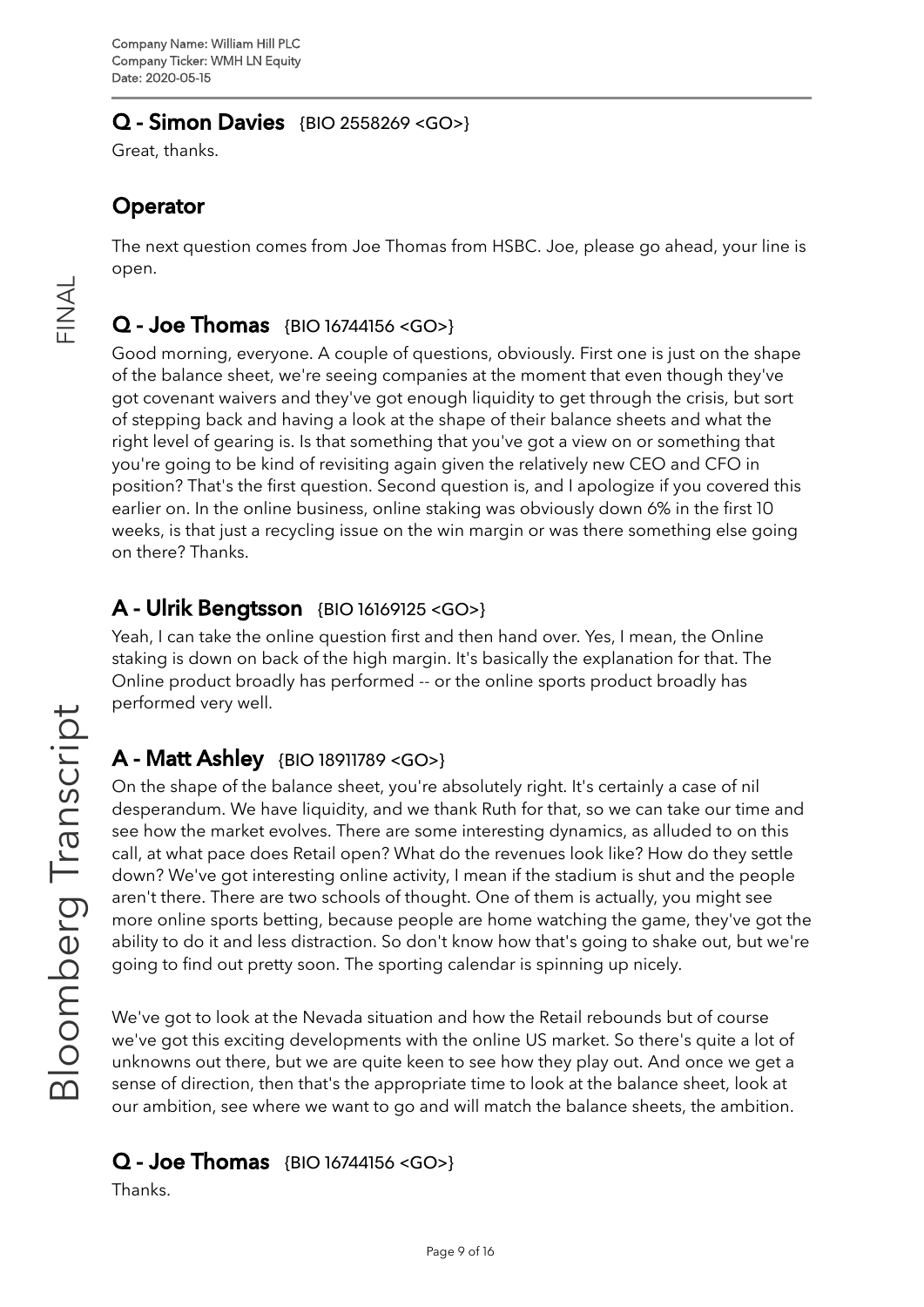## Q - Simon Davies {BIO 2558269 <GO>}

Great, thanks.

## Operator

The next question comes from Joe Thomas from HSBC. Joe, please go ahead, your line is open.

## Q - Joe Thomas {BIO 16744156 <GO>}

Good morning, everyone. A couple of questions, obviously. First one is just on the shape of the balance sheet, we're seeing companies at the moment that even though they've got covenant waivers and they've got enough liquidity to get through the crisis, but sort of stepping back and having a look at the shape of their balance sheets and what the right level of gearing is. Is that something that you've got a view on or something that you're going to be kind of revisiting again given the relatively new CEO and CFO in position? That's the first question. Second question is, and I apologize if you covered this earlier on. In the online business, online staking was obviously down 6% in the first 10 weeks, is that just a recycling issue on the win margin or was there something else going on there? Thanks.

## A - Ulrik Bengtsson {BIO 16169125 <GO>}

Yeah, I can take the online question first and then hand over. Yes, I mean, the Online staking is down on back of the high margin. It's basically the explanation for that. The Online product broadly has performed -- or the online sports product broadly has performed very well.

## A - Matt Ashley {BIO 18911789 <GO>}

On the shape of the balance sheet, you're absolutely right. It's certainly a case of nil desperandum. We have liquidity, and we thank Ruth for that, so we can take our time and see how the market evolves. There are some interesting dynamics, as alluded to on this call, at what pace does Retail open? What do the revenues look like? How do they settle down? We've got interesting online activity, I mean if the stadium is shut and the people aren't there. There are two schools of thought. One of them is actually, you might see more online sports betting, because people are home watching the game, they've got the ability to do it and less distraction. So don't know how that's going to shake out, but we're going to find out pretty soon. The sporting calendar is spinning up nicely.

We've got to look at the Nevada situation and how the Retail rebounds but of course we've got this exciting developments with the online US market. So there's quite a lot of unknowns out there, but we are quite keen to see how they play out. And once we get a sense of direction, then that's the appropriate time to look at the balance sheet, look at our ambition, see where we want to go and will match the balance sheets, the ambition.

## Q - Joe Thomas {BIO 16744156 <GO>}

Thanks.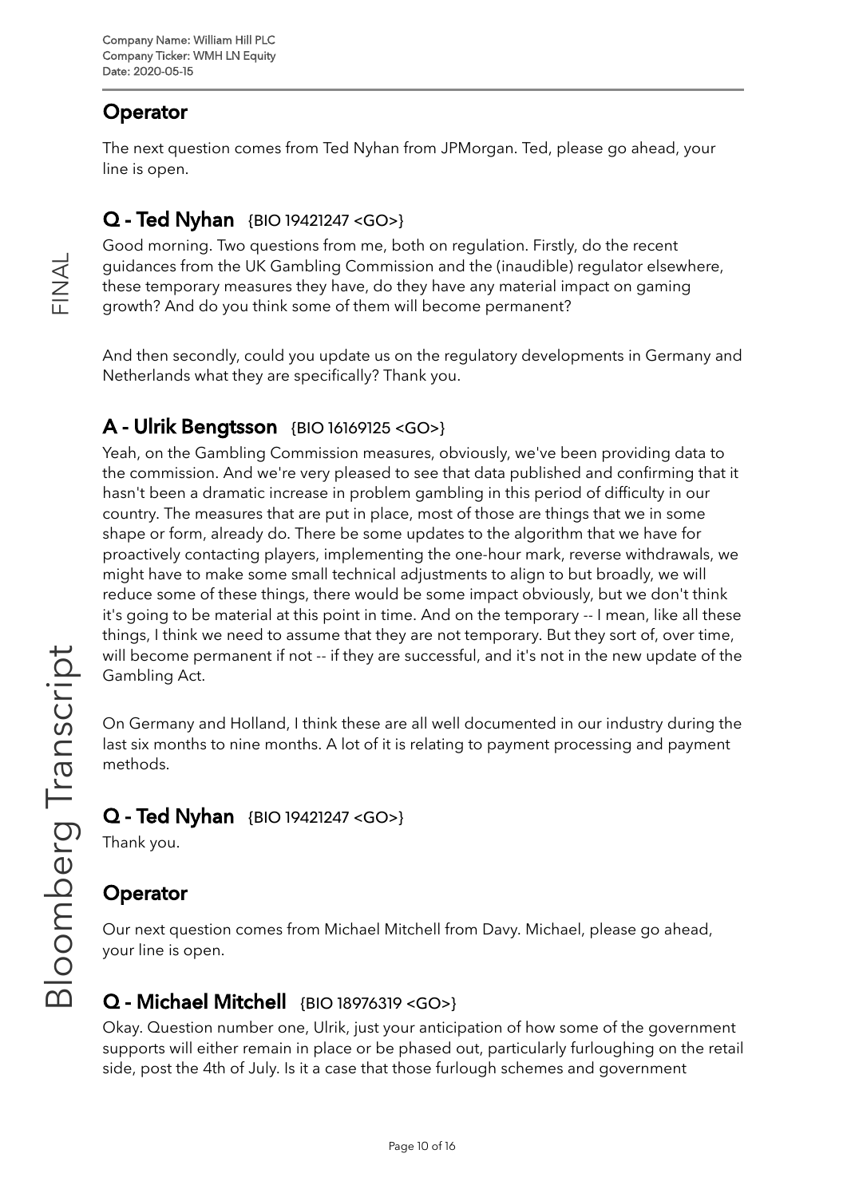## Operator

The next question comes from Ted Nyhan from JPMorgan. Ted, please go ahead, your line is open.

## Q - Ted Nyhan {BIO 19421247 <GO>}

Good morning. Two questions from me, both on regulation. Firstly, do the recent guidances from the UK Gambling Commission and the (inaudible) regulator elsewhere, these temporary measures they have, do they have any material impact on gaming growth? And do you think some of them will become permanent?

And then secondly, could you update us on the regulatory developments in Germany and Netherlands what they are specifically? Thank you.

## A - Ulrik Bengtsson {BIO 16169125 <GO>}

Yeah, on the Gambling Commission measures, obviously, we've been providing data to the commission. And we're very pleased to see that data published and confirming that it hasn't been a dramatic increase in problem gambling in this period of difficulty in our country. The measures that are put in place, most of those are things that we in some shape or form, already do. There be some updates to the algorithm that we have for proactively contacting players, implementing the one-hour mark, reverse withdrawals, we might have to make some small technical adjustments to align to but broadly, we will reduce some of these things, there would be some impact obviously, but we don't think it's going to be material at this point in time. And on the temporary -- I mean, like all these things, I think we need to assume that they are not temporary. But they sort of, over time, will become permanent if not -- if they are successful, and it's not in the new update of the Gambling Act.

On Germany and Holland, I think these are all well documented in our industry during the last six months to nine months. A lot of it is relating to payment processing and payment methods.

## Q - Ted Nyhan {BIO 19421247 <GO>}

Thank you.

## Operator

Our next question comes from Michael Mitchell from Davy. Michael, please go ahead, your line is open.

## Q - Michael Mitchell {BIO 18976319 <GO>}

Okay. Question number one, Ulrik, just your anticipation of how some of the government supports will either remain in place or be phased out, particularly furloughing on the retail side, post the 4th of July. Is it a case that those furlough schemes and government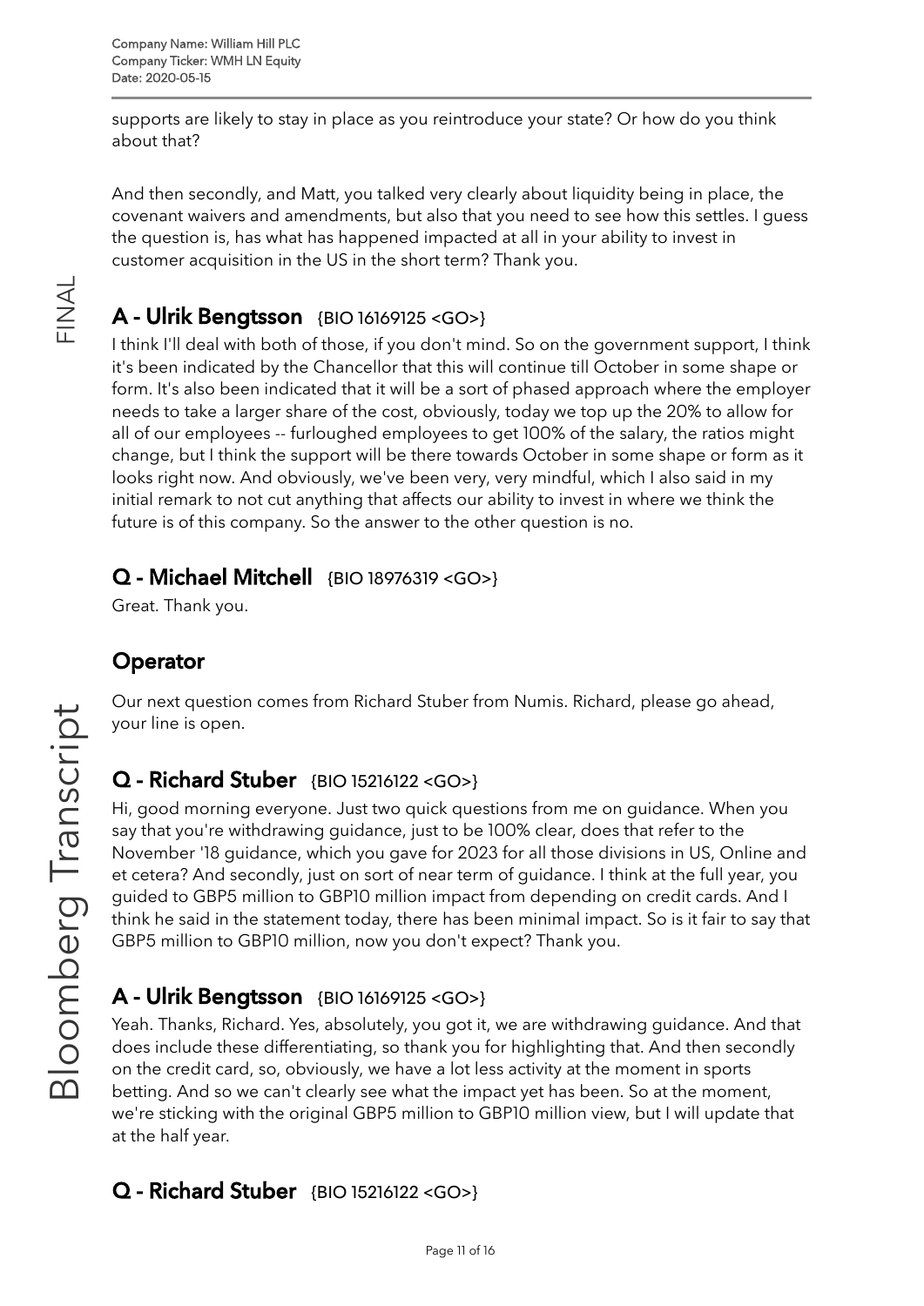supports are likely to stay in place as you reintroduce your state? Or how do you think about that?

And then secondly, and Matt, you talked very clearly about liquidity being in place, the covenant waivers and amendments, but also that you need to see how this settles. I guess the question is, has what has happened impacted at all in your ability to invest in customer acquisition in the US in the short term? Thank you.

## A - Ulrik Bengtsson {BIO 16169125 <GO>}

I think I'll deal with both of those, if you don't mind. So on the government support, I think it's been indicated by the Chancellor that this will continue till October in some shape or form. It's also been indicated that it will be a sort of phased approach where the employer needs to take a larger share of the cost, obviously, today we top up the 20% to allow for all of our employees -- furloughed employees to get 100% of the salary, the ratios might change, but I think the support will be there towards October in some shape or form as it looks right now. And obviously, we've been very, very mindful, which I also said in my initial remark to not cut anything that affects our ability to invest in where we think the future is of this company. So the answer to the other question is no.

## Q - Michael Mitchell {BIO 18976319 <GO>}

Great. Thank you.

## Operator

Our next question comes from Richard Stuber from Numis. Richard, please go ahead, your line is open.

## Q - Richard Stuber {BIO 15216122 <GO>}

Hi, good morning everyone. Just two quick questions from me on guidance. When you say that you're withdrawing guidance, just to be 100% clear, does that refer to the November '18 guidance, which you gave for 2023 for all those divisions in US, Online and et cetera? And secondly, just on sort of near term of guidance. I think at the full year, you guided to GBP5 million to GBP10 million impact from depending on credit cards. And I think he said in the statement today, there has been minimal impact. So is it fair to say that GBP5 million to GBP10 million, now you don't expect? Thank you.

## A - Ulrik Bengtsson {BIO 16169125 <GO>}

Yeah. Thanks, Richard. Yes, absolutely, you got it, we are withdrawing guidance. And that does include these differentiating, so thank you for highlighting that. And then secondly on the credit card, so, obviously, we have a lot less activity at the moment in sports betting. And so we can't clearly see what the impact yet has been. So at the moment, we're sticking with the original GBP5 million to GBP10 million view, but I will update that at the half year.

## Q - Richard Stuber {BIO 15216122 <GO>}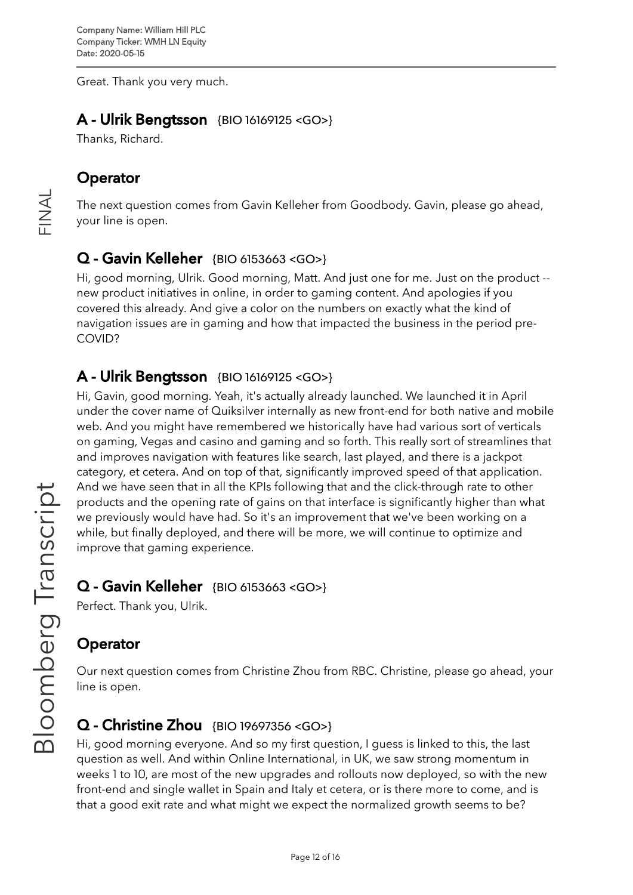Great. Thank you very much.

## A - Ulrik Bengtsson {BIO 16169125 <GO>}

Thanks, Richard.

## Operator

The next question comes from Gavin Kelleher from Goodbody. Gavin, please go ahead, your line is open.

## Q - Gavin Kelleher {BIO 6153663 <GO>}

Hi, good morning, Ulrik. Good morning, Matt. And just one for me. Just on the product -- new product initiatives in online, in order to gaming content. And apologies if you covered this already. And give a color on the numbers on exactly what the kind of navigation issues are in gaming and how that impacted the business in the period pre-COVID?

## A - Ulrik Bengtsson {BIO 16169125 <GO>}

Hi, Gavin, good morning. Yeah, it's actually already launched. We launched it in April under the cover name of Quiksilver internally as new front-end for both native and mobile web. And you might have remembered we historically have had various sort of verticals on gaming, Vegas and casino and gaming and so forth. This really sort of streamlines that and improves navigation with features like search, last played, and there is a jackpot category, et cetera. And on top of that, significantly improved speed of that application. And we have seen that in all the KPIs following that and the click-through rate to other products and the opening rate of gains on that interface is significantly higher than what we previously would have had. So it's an improvement that we've been working on a while, but finally deployed, and there will be more, we will continue to optimize and improve that gaming experience.

## Q - Gavin Kelleher {BIO 6153663 <GO>}

Perfect. Thank you, Ulrik.

## Operator

Our next question comes from Christine Zhou from RBC. Christine, please go ahead, your line is open.

## Q - Christine Zhou {BIO 19697356 <GO>}

Hi, good morning everyone. And so my first question, I guess is linked to this, the last question as well. And within Online International, in UK, we saw strong momentum in weeks 1 to 10, are most of the new upgrades and rollouts now deployed, so with the new front-end and single wallet in Spain and Italy et cetera, or is there more to come, and is that a good exit rate and what might we expect the normalized growth seems to be?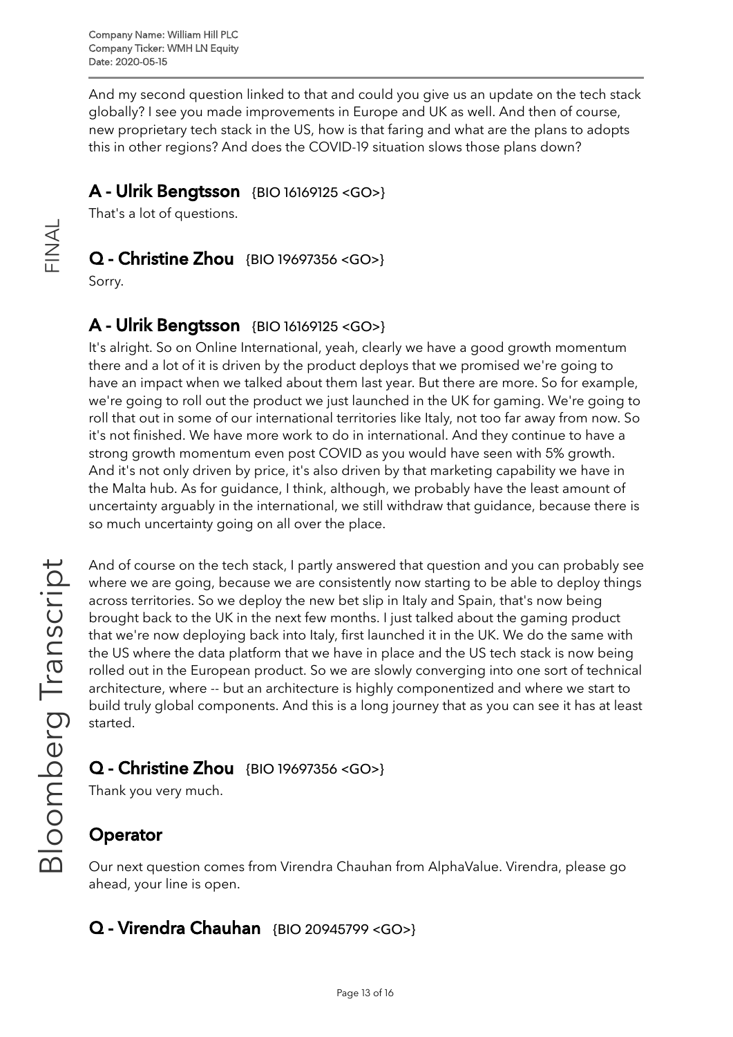And my second question linked to that and could you give us an update on the tech stack globally? I see you made improvements in Europe and UK as well. And then of course, new proprietary tech stack in the US, how is that faring and what are the plans to adopts this in other regions? And does the COVID-19 situation slows those plans down?

## A - Ulrik Bengtsson {BIO 16169125 <GO>}

That's a lot of questions.

## Q - Christine Zhou {BIO 19697356 <GO>}

Sorry.

## A - Ulrik Bengtsson {BIO 16169125 <GO>}

It's alright. So on Online International, yeah, clearly we have a good growth momentum there and a lot of it is driven by the product deploys that we promised we're going to have an impact when we talked about them last year. But there are more. So for example, we're going to roll out the product we just launched in the UK for gaming. We're going to roll that out in some of our international territories like Italy, not too far away from now. So it's not finished. We have more work to do in international. And they continue to have a strong growth momentum even post COVID as you would have seen with 5% growth. And it's not only driven by price, it's also driven by that marketing capability we have in the Malta hub. As for guidance, I think, although, we probably have the least amount of uncertainty arguably in the international, we still withdraw that guidance, because there is so much uncertainty going on all over the place.

And of course on the tech stack, I partly answered that question and you can probably see where we are going, because we are consistently now starting to be able to deploy things across territories. So we deploy the new bet slip in Italy and Spain, that's now being brought back to the UK in the next few months. I just talked about the gaming product that we're now deploying back into Italy, first launched it in the UK. We do the same with the US where the data platform that we have in place and the US tech stack is now being rolled out in the European product. So we are slowly converging into one sort of technical architecture, where -- but an architecture is highly componentized and where we start to build truly global components. And this is a long journey that as you can see it has at least started.

## Q - Christine Zhou {BIO 19697356 <GO>}

Thank you very much.

## Operator

Our next question comes from Virendra Chauhan from AlphaValue. Virendra, please go ahead, your line is open.

## Q - Virendra Chauhan {BIO 20945799 <GO>}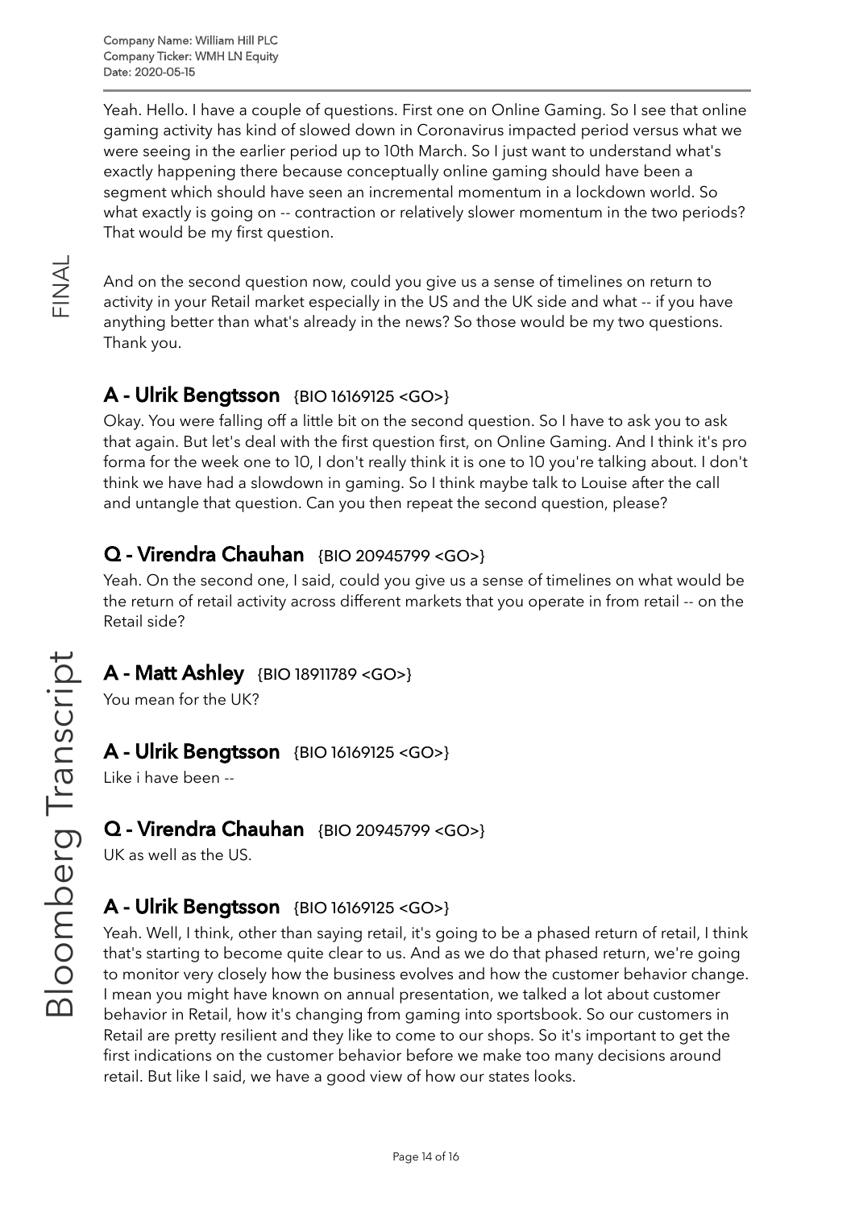Yeah. Hello. I have a couple of questions. First one on Online Gaming. So I see that online gaming activity has kind of slowed down in Coronavirus impacted period versus what we were seeing in the earlier period up to 10th March. So I just want to understand what's exactly happening there because conceptually online gaming should have been a segment which should have seen an incremental momentum in a lockdown world. So what exactly is going on -- contraction or relatively slower momentum in the two periods? That would be my first question.

And on the second question now, could you give us a sense of timelines on return to activity in your Retail market especially in the US and the UK side and what -- if you have anything better than what's already in the news? So those would be my two questions. Thank you.

## A - Ulrik Bengtsson {BIO 16169125 <GO>}

Okay. You were falling off a little bit on the second question. So I have to ask you to ask that again. But let's deal with the first question first, on Online Gaming. And I think it's pro forma for the week one to 10, I don't really think it is one to 10 you're talking about. I don't think we have had a slowdown in gaming. So I think maybe talk to Louise after the call and untangle that question. Can you then repeat the second question, please?

## Q - Virendra Chauhan {BIO 20945799 <GO>}

Yeah. On the second one, I said, could you give us a sense of timelines on what would be the return of retail activity across different markets that you operate in from retail -- on the Retail side?

## A - Matt Ashley {BIO 18911789 <GO>}

You mean for the UK?

## A - Ulrik Bengtsson {BIO 16169125 <GO>}

Like i have been --

## Q - Virendra Chauhan {BIO 20945799 <GO>}

UK as well as the US.

## A - Ulrik Bengtsson {BIO 16169125 <GO>}

Yeah. Well, I think, other than saying retail, it's going to be a phased return of retail, I think that's starting to become quite clear to us. And as we do that phased return, we're going to monitor very closely how the business evolves and how the customer behavior change. I mean you might have known on annual presentation, we talked a lot about customer behavior in Retail, how it's changing from gaming into sportsbook. So our customers in Retail are pretty resilient and they like to come to our shops. So it's important to get the first indications on the customer behavior before we make too many decisions around retail. But like I said, we have a good view of how our states looks.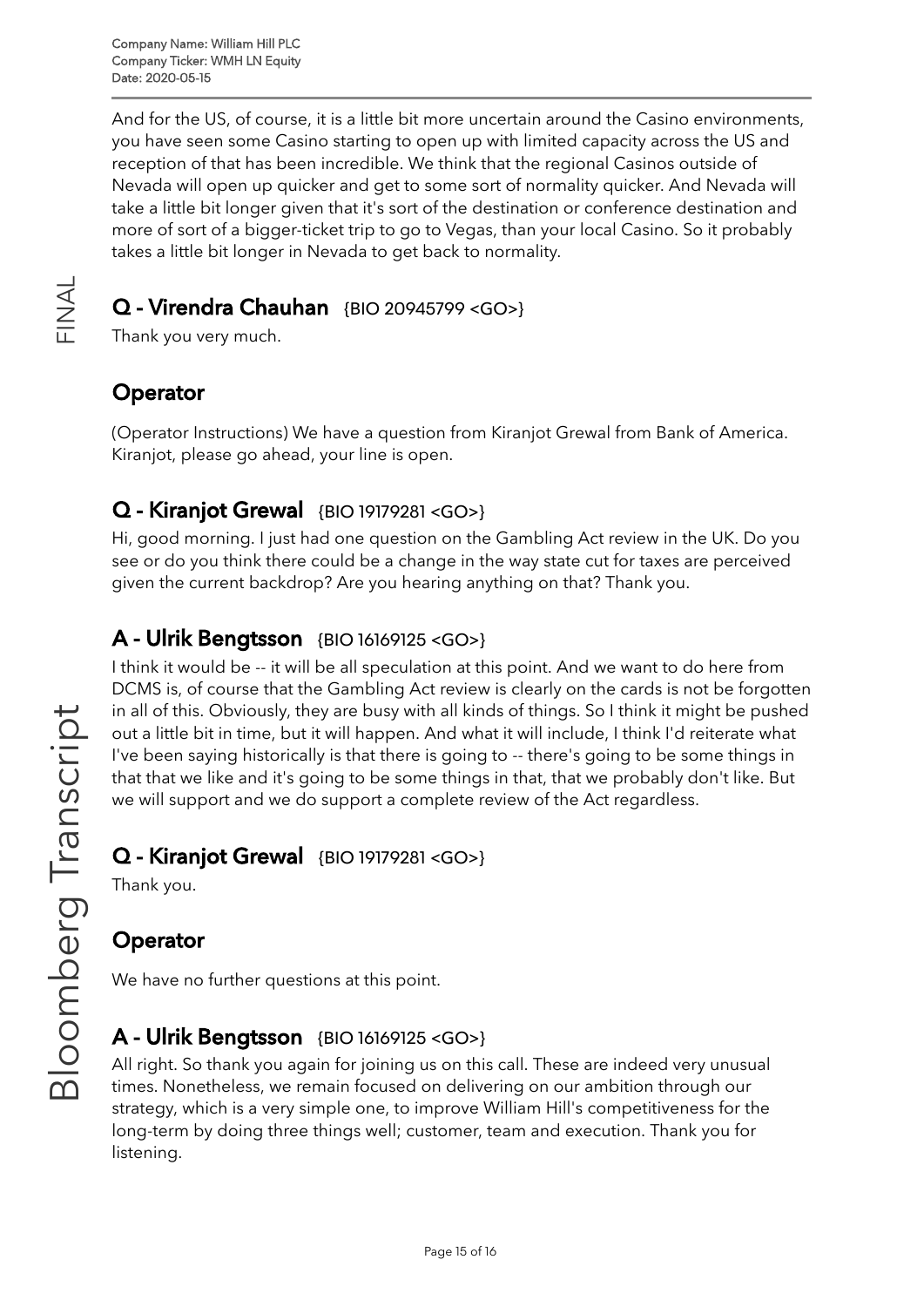And for the US, of course, it is a little bit more uncertain around the Casino environments, you have seen some Casino starting to open up with limited capacity across the US and reception of that has been incredible. We think that the regional Casinos outside of Nevada will open up quicker and get to some sort of normality quicker. And Nevada will take a little bit longer given that it's sort of the destination or conference destination and more of sort of a bigger-ticket trip to go to Vegas, than your local Casino. So it probably takes a little bit longer in Nevada to get back to normality.

## Q - Virendra Chauhan {BIO 20945799 <GO>}

Thank you very much.

## Operator

(Operator Instructions) We have a question from Kiranjot Grewal from Bank of America. Kiranjot, please go ahead, your line is open.

## Q - Kiranjot Grewal {BIO 19179281 <GO>}

Hi, good morning. I just had one question on the Gambling Act review in the UK. Do you see or do you think there could be a change in the way state cut for taxes are perceived given the current backdrop? Are you hearing anything on that? Thank you.

## A - Ulrik Bengtsson {BIO 16169125 <GO>}

I think it would be -- it will be all speculation at this point. And we want to do here from DCMS is, of course that the Gambling Act review is clearly on the cards is not be forgotten in all of this. Obviously, they are busy with all kinds of things. So I think it might be pushed out a little bit in time, but it will happen. And what it will include, I think I'd reiterate what I've been saying historically is that there is going to -- there's going to be some things in that that we like and it's going to be some things in that, that we probably don't like. But we will support and we do support a complete review of the Act regardless.

## Q - Kiranjot Grewal {BIO 19179281 <GO>}

Thank you.

## Operator

We have no further questions at this point.

## A - Ulrik Bengtsson {BIO 16169125 <GO>}

All right. So thank you again for joining us on this call. These are indeed very unusual times. Nonetheless, we remain focused on delivering on our ambition through our strategy, which is a very simple one, to improve William Hill's competitiveness for the long-term by doing three things well; customer, team and execution. Thank you for listening.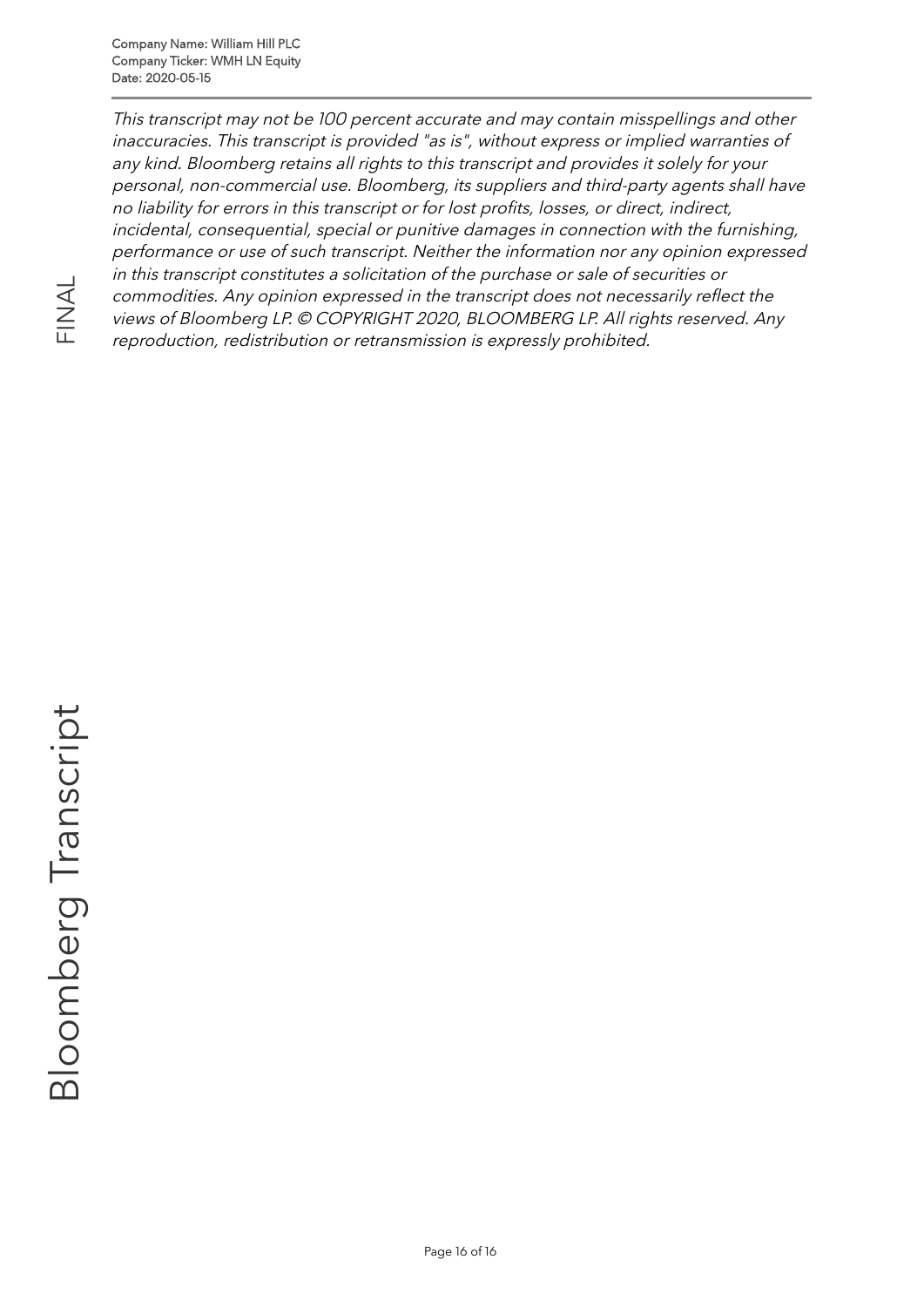*This transcript may not be 100 percent accurate and may contain misspellings and other inaccuracies. This transcript is provided "as is", without express or implied warranties of any kind. Bloomberg retains all rights to this transcript and provides it solely for your personal, non-commercial use. Bloomberg, its suppliers and third-party agents shall have no liability for errors in this transcript or for lost profits, losses, or direct, indirect, incidental, consequential, special or punitive damages in connection with the furnishing, performance or use of such transcript. Neither the information nor any opinion expressed in this transcript constitutes a solicitation of the purchase or sale of securities or commodities. Any opinion expressed in the transcript does not necessarily reflect the views of Bloomberg LP. © COPYRIGHT 2020, BLOOMBERG LP. All rights reserved. Any reproduction, redistribution or retransmission is expressly prohibited.*